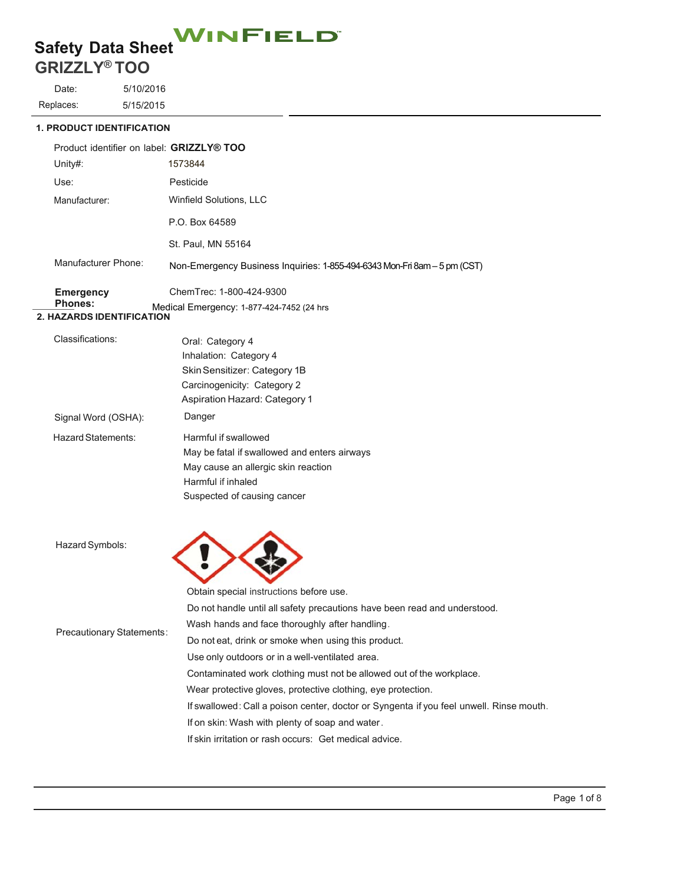# Safety Data Sheet

WINFIELD

## GRIZZLY® TOO

Date: 5/10/2016

Replaces: 5/15/2015

## 1. PRODUCT IDENTIFICATION

Product identifier on label: **GRIZZLY® TOO**

Unity#: 1573844

Use: Pesticide

Manufacturer: Winfield Solutions, LLC

P.O. Box 64589

St. Paul, MN 55164

Manufacturer Phone: Non-Emergency Business Inquiries: 1-855-494-6343 Mon-Fri 8am – 5 pm (CST)

**Emergency Phones:** ChemTrec: 1-800-424-9300

Medical Emergency: 1-877-424-7452 (24 hrs

## 2. HAZARDS IDENTIFICATION

Classifications:

Oral: Category 4
Inhalation: Category 4
Skin Sensitizer: Category 1B
Carcinogenicity: Category 2
Aspiration Hazard: Category 1

Signal Word (OSHA): Danger

Hazard Statements:

Harmful if swallowed
May be fatal if swallowed and enters airways
May cause an allergic skin reaction
Harmful if inhaled
Suspected of causing cancer

Hazard Symbols:

Precautionary Statements:

Obtain special instructions before use.
Do not handle until all safety precautions have been read and understood.
Wash hands and face thoroughly after handling.
Do not eat, drink or smoke when using this product.
Use only outdoors or in a well-ventilated area.
Contaminated work clothing must not be allowed out of the workplace.
Wear protective gloves, protective clothing, eye protection.
If swallowed: Call a poison center, doctor or Syngenta if you feel unwell. Rinse mouth.
If on skin: Wash with plenty of soap and water.
If skin irritation or rash occurs: Get medical advice.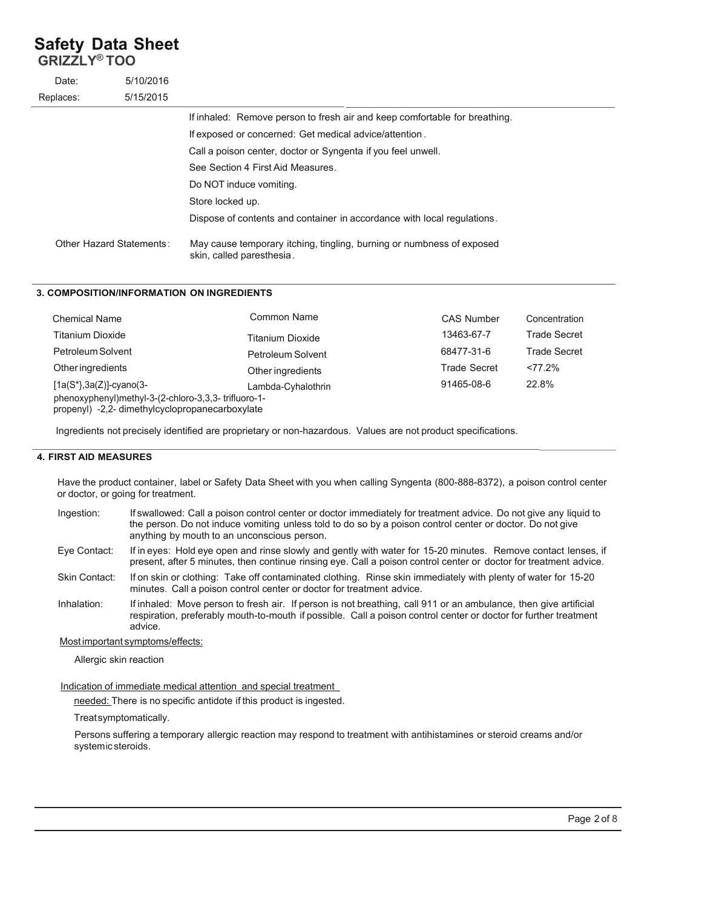| | |
|---|---|
| | If inhaled: Remove person to fresh air and keep comfortable for breathing. |
| | If exposed or concerned: Get medical advice/attention. |
| | Call a poison center, doctor or Syngenta if you feel unwell. |
| | See Section 4 First Aid Measures. |
| | Do NOT induce vomiting. |
| | Store locked up. |
| | Dispose of contents and container in accordance with local regulations. |
| Other Hazard Statements: | May cause temporary itching, tingling, burning or numbness of exposed skin, called paresthesia. |

## 3. COMPOSITION/INFORMATION ON INGREDIENTS

| Chemical Name | Common Name | CAS Number | Concentration |
|---|---|---|---|
| Titanium Dioxide | Titanium Dioxide | 13463-67-7 | Trade Secret |
| Petroleum Solvent | Petroleum Solvent | 68477-31-6 | Trade Secret |
| Other ingredients | Other ingredients | Trade Secret | <77.2% |
| [1a(S*},3a(Z)]-cyano(3-phenoxyphenyl)methyl-3-(2-chloro-3,3,3- trifluoro-1-propenyl) -2,2- dimethylcyclopropanecarboxylate | Lambda-Cyhalothrin | 91465-08-6 | 22.8% |

Ingredients not precisely identified are proprietary or non-hazardous. Values are not product specifications.

## 4. FIRST AID MEASURES

Have the product container, label or Safety Data Sheet with you when calling Syngenta (800-888-8372), a poison control center or doctor, or going for treatment.

| | |
|---|---|
| Ingestion: | If swallowed: Call a poison control center or doctor immediately for treatment advice. Do not give any liquid to the person. Do not induce vomiting unless told to do so by a poison control center or doctor. Do not give anything by mouth to an unconscious person. |
| Eye Contact: | If in eyes: Hold eye open and rinse slowly and gently with water for 15-20 minutes. Remove contact lenses, if present, after 5 minutes, then continue rinsing eye. Call a poison control center or doctor for treatment advice. |
| Skin Contact: | If on skin or clothing: Take off contaminated clothing. Rinse skin immediately with plenty of water for 15-20 minutes. Call a poison control center or doctor for treatment advice. |
| Inhalation: | If inhaled: Move person to fresh air. If person is not breathing, call 911 or an ambulance, then give artificial respiration, preferably mouth-to-mouth if possible. Call a poison control center or doctor for further treatment advice. |

Most important symptoms/effects:

Allergic skin reaction

Indication of immediate medical attention and special treatment needed: There is no specific antidote if this product is ingested.

Treat symptomatically.

Persons suffering a temporary allergic reaction may respond to treatment with antihistamines or steroid creams and/or systemic steroids.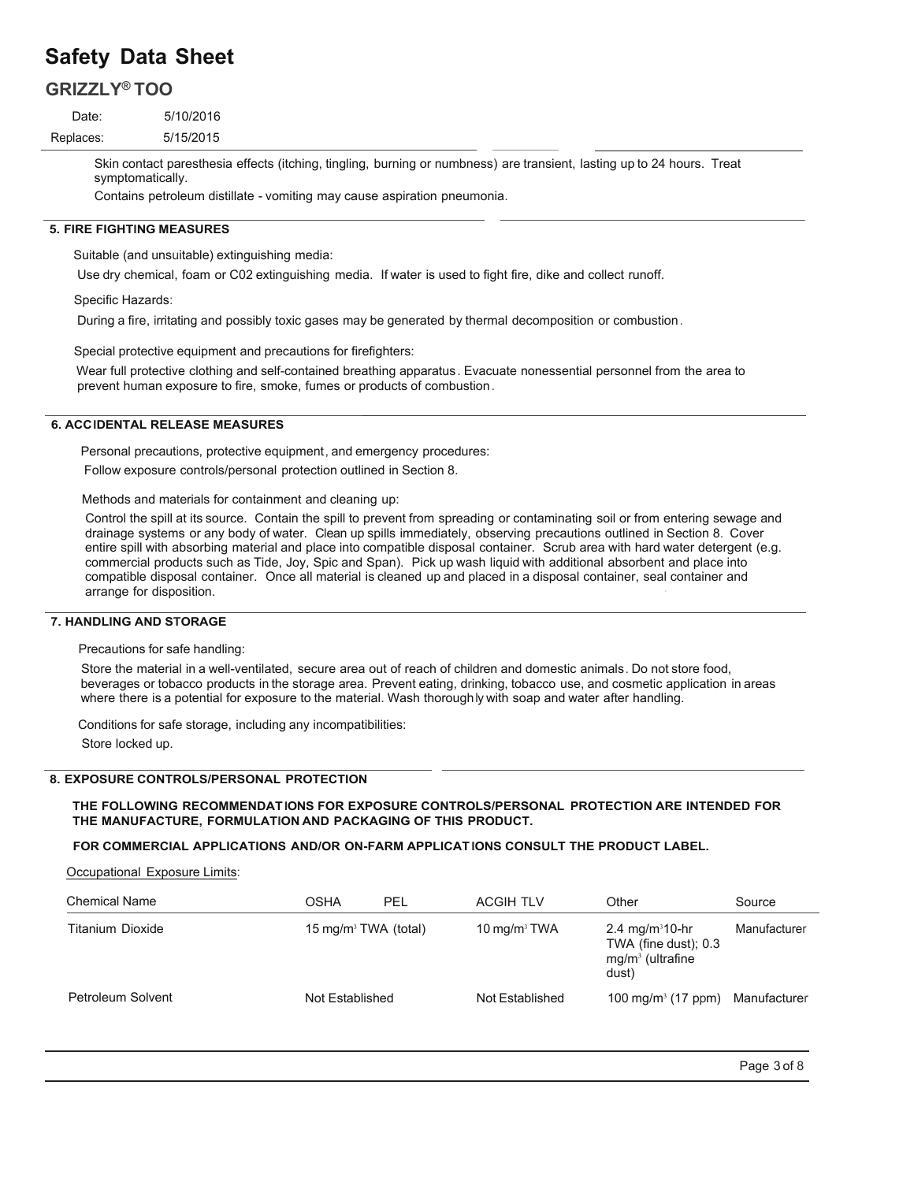Skin contact paresthesia effects (itching, tingling, burning or numbness) are transient, lasting up to 24 hours. Treat symptomatically.

Contains petroleum distillate - vomiting may cause aspiration pneumonia.

## 5. FIRE FIGHTING MEASURES

Suitable (and unsuitable) extinguishing media:

Use dry chemical, foam or C02 extinguishing media. If water is used to fight fire, dike and collect runoff.

Specific Hazards:

During a fire, irritating and possibly toxic gases may be generated by thermal decomposition or combustion.

Special protective equipment and precautions for firefighters:

Wear full protective clothing and self-contained breathing apparatus. Evacuate nonessential personnel from the area to prevent human exposure to fire, smoke, fumes or products of combustion.

## 6. ACCIDENTAL RELEASE MEASURES

Personal precautions, protective equipment, and emergency procedures:

Follow exposure controls/personal protection outlined in Section 8.

Methods and materials for containment and cleaning up:

Control the spill at its source. Contain the spill to prevent from spreading or contaminating soil or from entering sewage and drainage systems or any body of water. Clean up spills immediately, observing precautions outlined in Section 8. Cover entire spill with absorbing material and place into compatible disposal container. Scrub area with hard water detergent (e.g. commercial products such as Tide, Joy, Spic and Span). Pick up wash liquid with additional absorbent and place into compatible disposal container. Once all material is cleaned up and placed in a disposal container, seal container and arrange for disposition.

## 7. HANDLING AND STORAGE

Precautions for safe handling:

Store the material in a well-ventilated, secure area out of reach of children and domestic animals. Do not store food, beverages or tobacco products in the storage area. Prevent eating, drinking, tobacco use, and cosmetic application in areas where there is a potential for exposure to the material. Wash thoroughly with soap and water after handling.

Conditions for safe storage, including any incompatibilities:

Store locked up.

## 8. EXPOSURE CONTROLS/PERSONAL PROTECTION

**THE FOLLOWING RECOMMENDATIONS FOR EXPOSURE CONTROLS/PERSONAL PROTECTION ARE INTENDED FOR THE MANUFACTURE, FORMULATION AND PACKAGING OF THIS PRODUCT.**

**FOR COMMERCIAL APPLICATIONS AND/OR ON-FARM APPLICATIONS CONSULT THE PRODUCT LABEL.**

Occupational Exposure Limits:

| Chemical Name | OSHA PEL | ACGIH TLV | Other | Source |
|---|---|---|---|---|
| Titanium Dioxide | 15 mg/m$^3$ TWA (total) | 10 mg/m$^3$ TWA | 2.4 mg/m$^3$ 10-hr TWA (fine dust); 0.3 mg/m$^3$ (ultrafine dust) | Manufacturer |
| Petroleum Solvent | Not Established | Not Established | 100 mg/m$^3$ (17 ppm) | Manufacturer |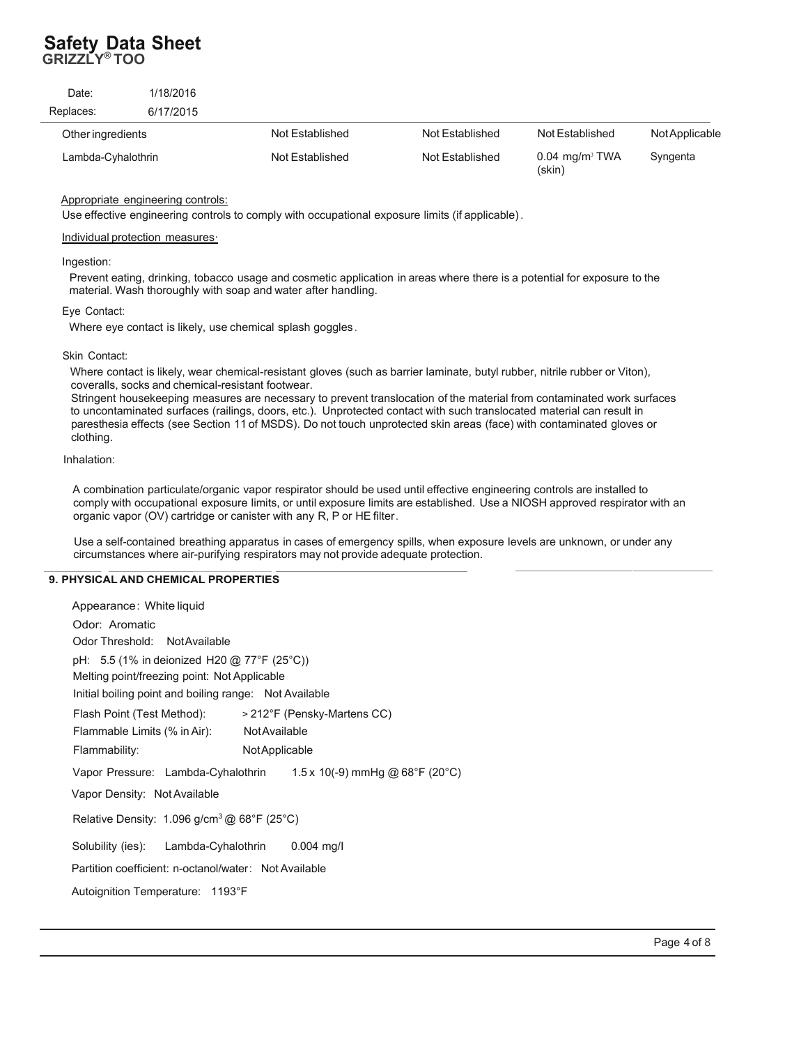Date: 1/18/2016

Replaces: 6/17/2015

| | | | | |
|---|---|---|---|---|
| Other ingredients | Not Established | Not Established | Not Established | Not Applicable |
| Lambda-Cyhalothrin | Not Established | Not Established | 0.04 $mg/m^3$ TWA (skin) | Syngenta |

Appropriate engineering controls:

Use effective engineering controls to comply with occupational exposure limits (if applicable).

Individual protection measures:

Ingestion:

Prevent eating, drinking, tobacco usage and cosmetic application in areas where there is a potential for exposure to the material. Wash thoroughly with soap and water after handling.

Eye Contact:

Where eye contact is likely, use chemical splash goggles.

Skin Contact:

Where contact is likely, wear chemical-resistant gloves (such as barrier laminate, butyl rubber, nitrile rubber or Viton), coveralls, socks and chemical-resistant footwear.
Stringent housekeeping measures are necessary to prevent translocation of the material from contaminated work surfaces to uncontaminated surfaces (railings, doors, etc.). Unprotected contact with such translocated material can result in paresthesia effects (see Section 11 of MSDS). Do not touch unprotected skin areas (face) with contaminated gloves or clothing.

Inhalation:

A combination particulate/organic vapor respirator should be used until effective engineering controls are installed to comply with occupational exposure limits, or until exposure limits are established. Use a NIOSH approved respirator with an organic vapor (OV) cartridge or canister with any R, P or HE filter.

Use a self-contained breathing apparatus in cases of emergency spills, when exposure levels are unknown, or under any circumstances where air-purifying respirators may not provide adequate protection.

## 9. PHYSICAL AND CHEMICAL PROPERTIES

Appearance: White liquid

Odor: Aromatic

Odor Threshold: Not Available

pH: 5.5 (1% in deionized H20 @ 77°F (25°C))

Melting point/freezing point: Not Applicable

Initial boiling point and boiling range: Not Available

Flash Point (Test Method): > 212°F (Pensky-Martens CC)

Flammable Limits (% in Air): Not Available

Flammability: Not Applicable

Vapor Pressure: Lambda-Cyhalothrin 1.5 x 10(-9) mmHg @ 68°F (20°C)

Vapor Density: Not Available

Relative Density: 1.096 $g/cm^3$ @ 68°F (25°C)

Solubility (ies): Lambda-Cyhalothrin 0.004 mg/l

Partition coefficient: n-octanol/water: Not Available

Autoignition Temperature: 1193°F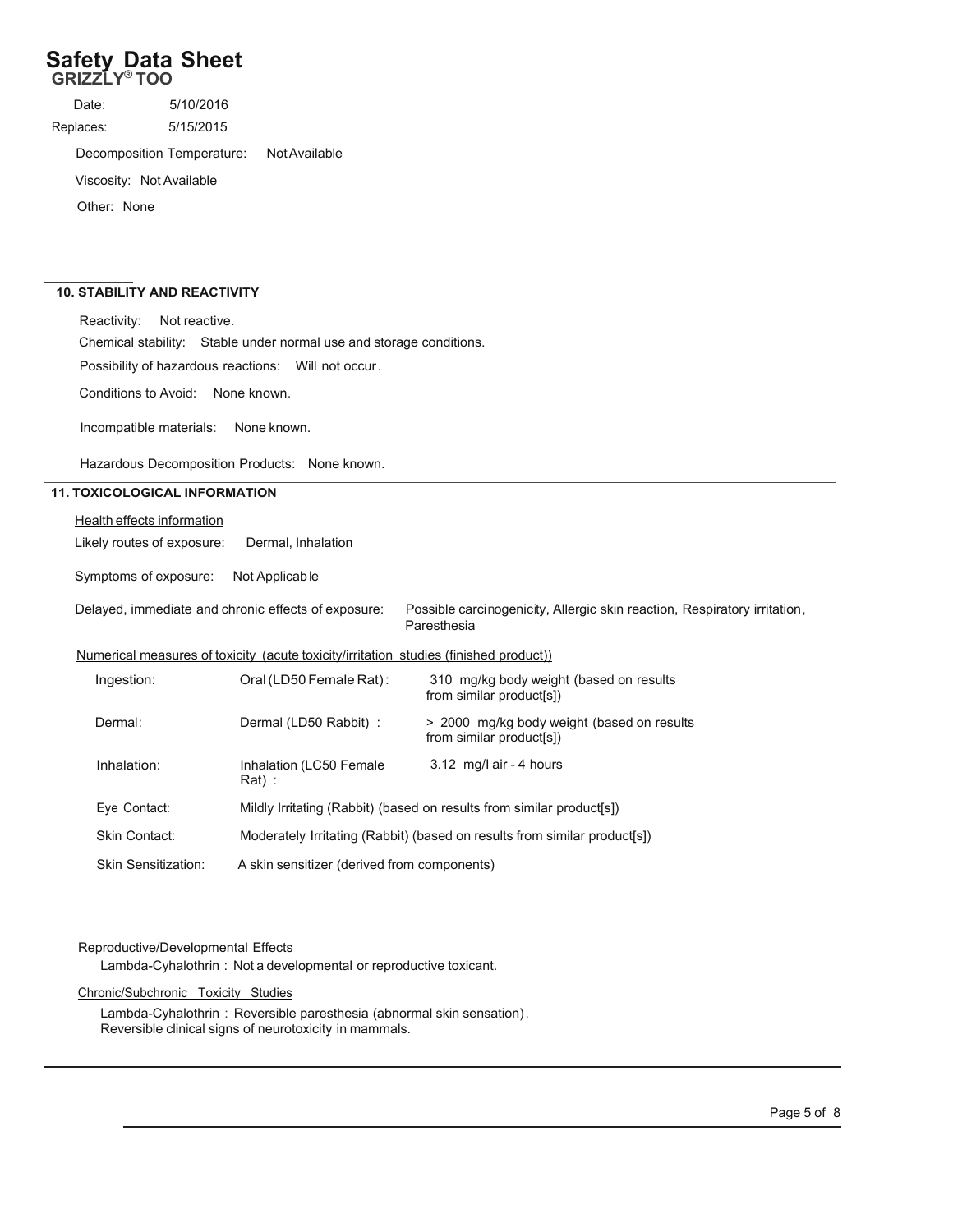Decomposition Temperature: Not Available

Viscosity: Not Available

Other: None

## 10. STABILITY AND REACTIVITY

Reactivity: Not reactive.

Chemical stability: Stable under normal use and storage conditions.

Possibility of hazardous reactions: Will not occur.

Conditions to Avoid: None known.

Incompatible materials: None known.

Hazardous Decomposition Products: None known.

## 11. TOXICOLOGICAL INFORMATION

Health effects information

Likely routes of exposure: Dermal, Inhalation

Symptoms of exposure: Not Applicable

Delayed, immediate and chronic effects of exposure: Possible carcinogenicity, Allergic skin reaction, Respiratory irritation, Paresthesia

Numerical measures of toxicity (acute toxicity/irritation studies (finished product))

| | | |
|---|---|---|
| Ingestion: | Oral (LD50 Female Rat): | 310 mg/kg body weight (based on results from similar product[s]) |
| Dermal: | Dermal (LD50 Rabbit) : | > 2000 mg/kg body weight (based on results from similar product[s]) |
| Inhalation: | Inhalation (LC50 Female Rat) : | 3.12 mg/l air - 4 hours |
| Eye Contact: | Mildly Irritating (Rabbit) (based on results from similar product[s]) | |
| Skin Contact: | Moderately Irritating (Rabbit) (based on results from similar product[s]) | |
| Skin Sensitization: | A skin sensitizer (derived from components) | |

Reproductive/Developmental Effects

Lambda-Cyhalothrin : Not a developmental or reproductive toxicant.

Chronic/Subchronic Toxicity Studies

Lambda-Cyhalothrin : Reversible paresthesia (abnormal skin sensation).
Reversible clinical signs of neurotoxicity in mammals.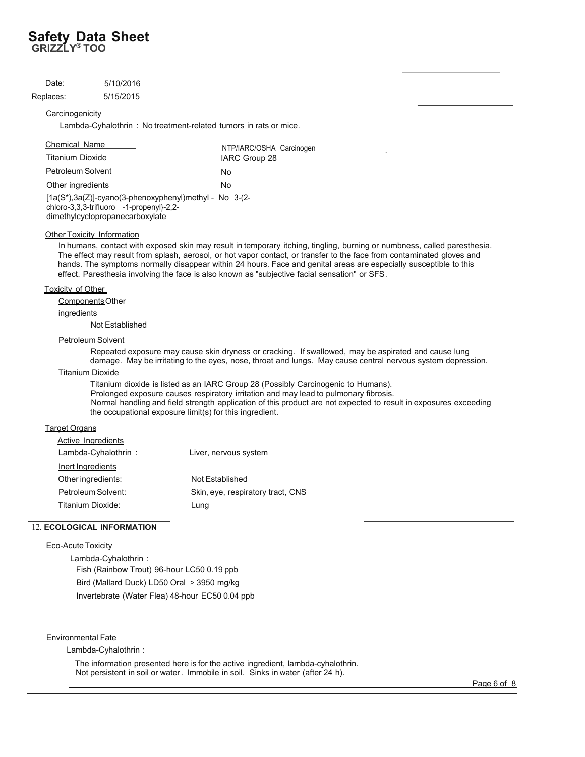Carcinogenicity

Lambda-Cyhalothrin : No treatment-related tumors in rats or mice.

| Chemical Name | NTP/IARC/OSHA Carcinogen |
| --- | --- |
| Titanium Dioxide | IARC Group 28 |
| Petroleum Solvent | No |
| Other ingredients | No |
| [1a(S*),3a(Z)]-cyano(3-phenoxyphenyl)methyl - 3-(2-chloro-3,3,3-trifluoro -1-propenyl)-2,2-dimethylcyclopropanecarboxylate | No |

**Other Toxicity Information**

In humans, contact with exposed skin may result in temporary itching, tingling, burning or numbness, called paresthesia. The effect may result from splash, aerosol, or hot vapor contact, or transfer to the face from contaminated gloves and hands. The symptoms normally disappear within 24 hours. Face and genital areas are especially susceptible to this effect. Paresthesia involving the face is also known as "subjective facial sensation" or SFS.

**Toxicity of Other Components**

Other ingredients

Not Established

Petroleum Solvent

Repeated exposure may cause skin dryness or cracking. If swallowed, may be aspirated and cause lung damage. May be irritating to the eyes, nose, throat and lungs. May cause central nervous system depression.

Titanium Dioxide

Titanium dioxide is listed as an IARC Group 28 (Possibly Carcinogenic to Humans).
Prolonged exposure causes respiratory irritation and may lead to pulmonary fibrosis.
Normal handling and field strength application of this product are not expected to result in exposures exceeding the occupational exposure limit(s) for this ingredient.

**Target Organs**

Active Ingredients

| | |
| --- | --- |
| Lambda-Cyhalothrin : | Liver, nervous system |

Inert Ingredients

| | |
| --- | --- |
| Other ingredients: | Not Established |
| Petroleum Solvent: | Skin, eye, respiratory tract, CNS |
| Titanium Dioxide: | Lung |

## 12. ECOLOGICAL INFORMATION

Eco-Acute Toxicity

Lambda-Cyhalothrin :

Fish (Rainbow Trout) 96-hour LC50 0.19 ppb

Bird (Mallard Duck) LD50 Oral > 3950 mg/kg

Invertebrate (Water Flea) 48-hour EC50 0.04 ppb

Environmental Fate

Lambda-Cyhalothrin :

The information presented here is for the active ingredient, lambda-cyhalothrin.
Not persistent in soil or water. Immobile in soil. Sinks in water (after 24 h).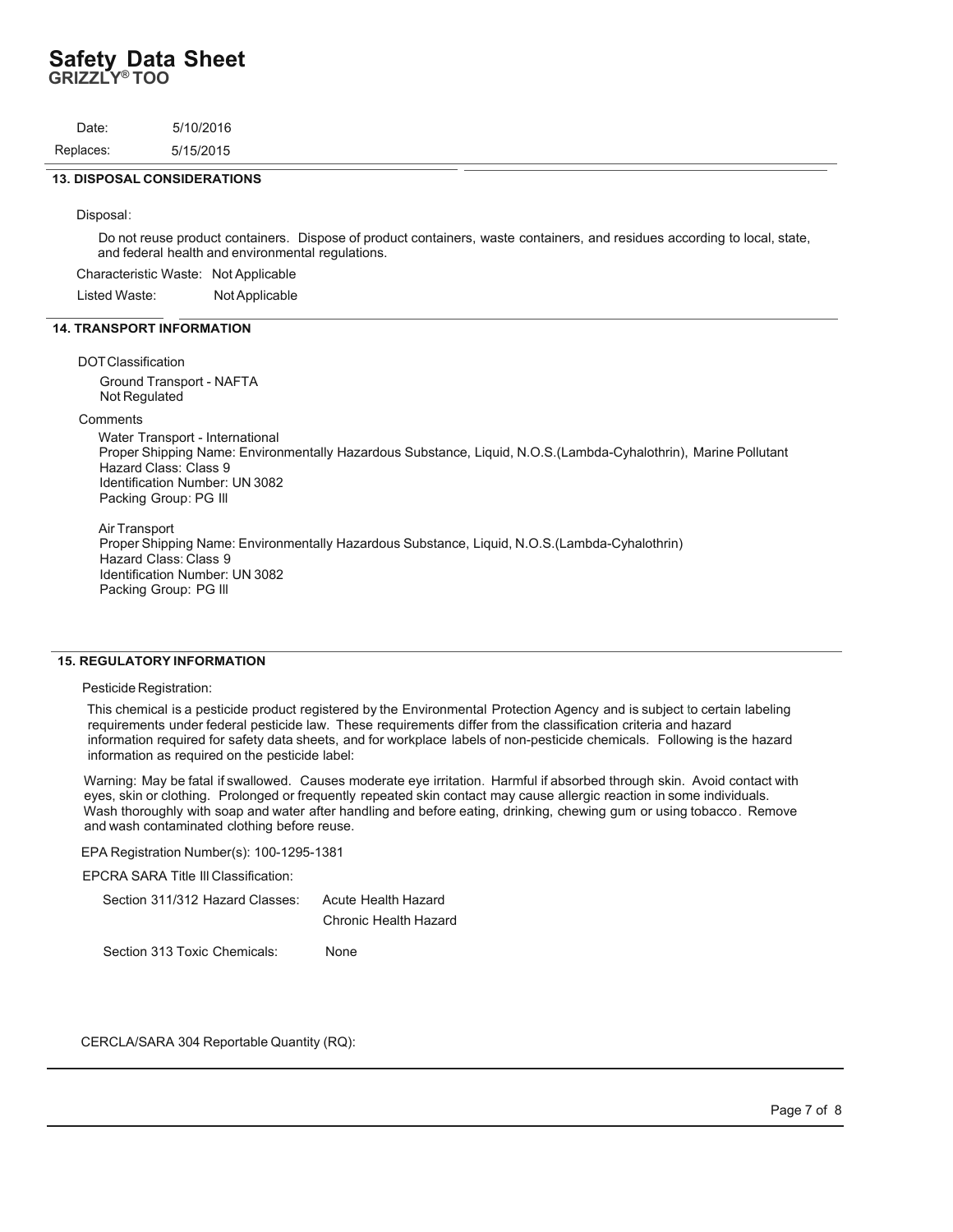## 13. DISPOSAL CONSIDERATIONS

Disposal:

Do not reuse product containers. Dispose of product containers, waste containers, and residues according to local, state, and federal health and environmental regulations.

Characteristic Waste: Not Applicable

Listed Waste: Not Applicable

## 14. TRANSPORT INFORMATION

DOT Classification

Ground Transport - NAFTA
Not Regulated

Comments

Water Transport - International
Proper Shipping Name: Environmentally Hazardous Substance, Liquid, N.O.S.(Lambda-Cyhalothrin), Marine Pollutant
Hazard Class: Class 9
Identification Number: UN 3082
Packing Group: PG III

Air Transport
Proper Shipping Name: Environmentally Hazardous Substance, Liquid, N.O.S.(Lambda-Cyhalothrin)
Hazard Class: Class 9
Identification Number: UN 3082
Packing Group: PG III

## 15. REGULATORY INFORMATION

Pesticide Registration:

This chemical is a pesticide product registered by the Environmental Protection Agency and is subject to certain labeling requirements under federal pesticide law. These requirements differ from the classification criteria and hazard information required for safety data sheets, and for workplace labels of non-pesticide chemicals. Following is the hazard information as required on the pesticide label:

Warning: May be fatal if swallowed. Causes moderate eye irritation. Harmful if absorbed through skin. Avoid contact with eyes, skin or clothing. Prolonged or frequently repeated skin contact may cause allergic reaction in some individuals. Wash thoroughly with soap and water after handling and before eating, drinking, chewing gum or using tobacco. Remove and wash contaminated clothing before reuse.

EPA Registration Number(s): 100-1295-1381

EPCRA SARA Title III Classification:

| | |
|---|---|
| Section 311/312 Hazard Classes: | Acute Health Hazard |
| | Chronic Health Hazard |
| Section 313 Toxic Chemicals: | None |

CERCLA/SARA 304 Reportable Quantity (RQ):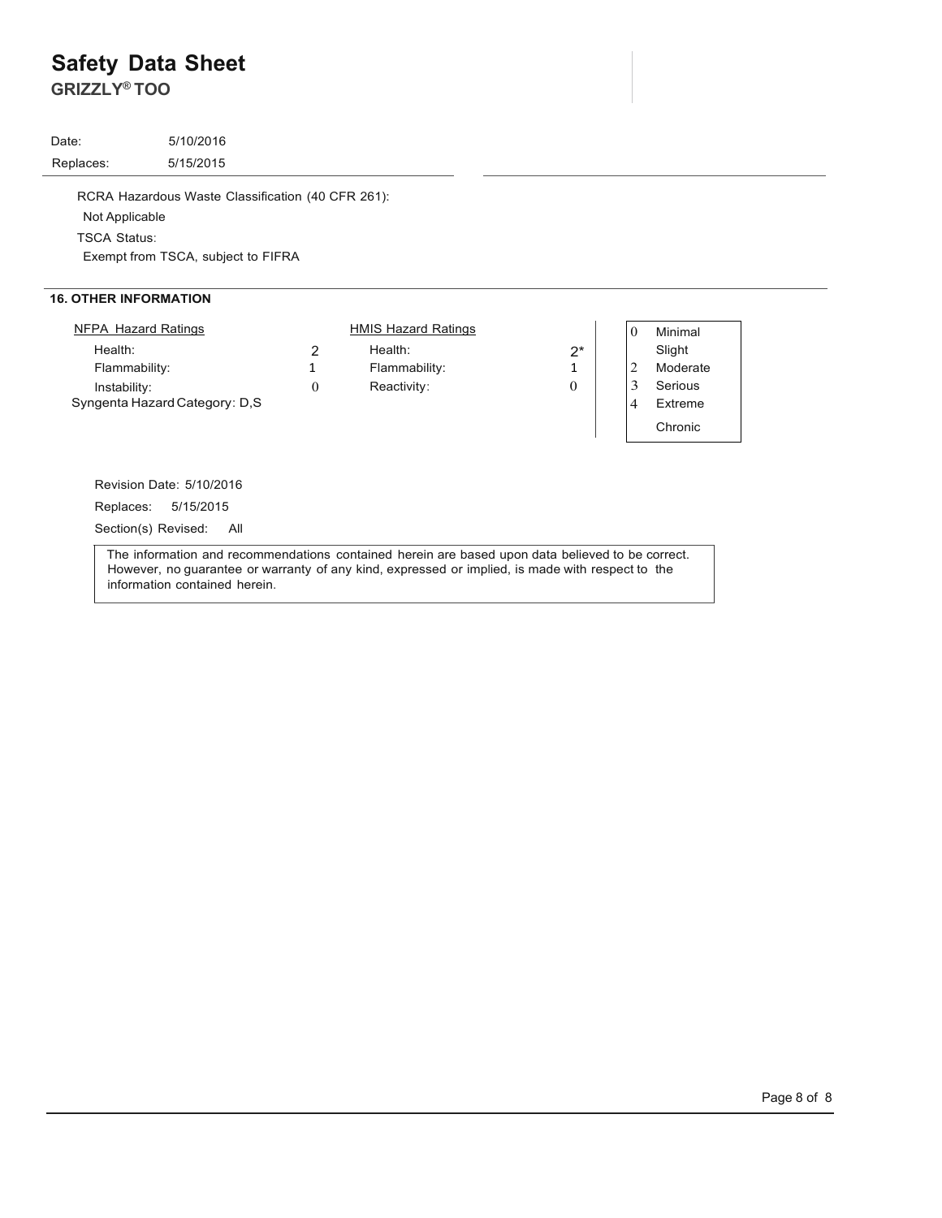Date: 5/10/2016

Replaces: 5/15/2015

RCRA Hazardous Waste Classification (40 CFR 261):

Not Applicable

TSCA Status:

Exempt from TSCA, subject to FIFRA

## 16. OTHER INFORMATION

| NFPA Hazard Ratings | | HMIS Hazard Ratings | | | |
|---|---|---|---|---|---|
| Health: | 2 | Health: | 2* | 0 | Minimal |
| Flammability: | 1 | Flammability: | 1 | | Slight |
| Instability: | 0 | Reactivity: | 0 | 2 | Moderate |
| | | | | 3 | Serious |
| | | | | 4 | Extreme |
| | | | | | Chronic |

Syngenta Hazard Category: D,S

Revision Date: 5/10/2016

Replaces: 5/15/2015

Section(s) Revised: All

The information and recommendations contained herein are based upon data believed to be correct. However, no guarantee or warranty of any kind, expressed or implied, is made with respect to the information contained herein.